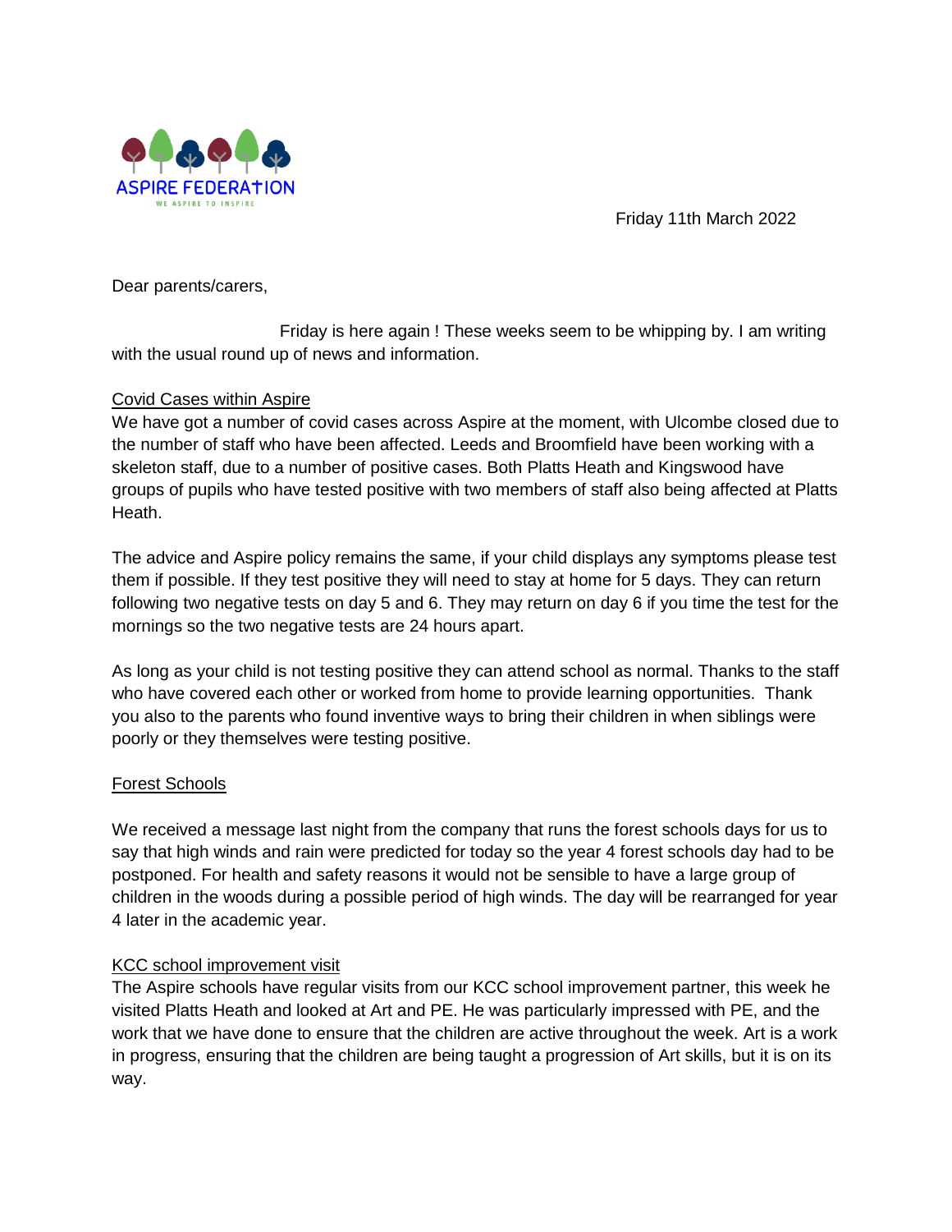ASPIRE FEDERATION

WE ASPIRE TO INSPIRE

Friday 11th March 2022

Dear parents/carers,

Friday is here again ! These weeks seem to be whipping by. I am writing with the usual round up of news and information.

## Covid Cases within Aspire

We have got a number of covid cases across Aspire at the moment, with Ulcombe closed due to the number of staff who have been affected. Leeds and Broomfield have been working with a skeleton staff, due to a number of positive cases. Both Platts Heath and Kingswood have groups of pupils who have tested positive with two members of staff also being affected at Platts Heath.

The advice and Aspire policy remains the same, if your child displays any symptoms please test them if possible. If they test positive they will need to stay at home for 5 days. They can return following two negative tests on day 5 and 6. They may return on day 6 if you time the test for the mornings so the two negative tests are 24 hours apart.

As long as your child is not testing positive they can attend school as normal. Thanks to the staff who have covered each other or worked from home to provide learning opportunities. Thank you also to the parents who found inventive ways to bring their children in when siblings were poorly or they themselves were testing positive.

## Forest Schools

We received a message last night from the company that runs the forest schools days for us to say that high winds and rain were predicted for today so the year 4 forest schools day had to be postponed. For health and safety reasons it would not be sensible to have a large group of children in the woods during a possible period of high winds. The day will be rearranged for year 4 later in the academic year.

## KCC school improvement visit

The Aspire schools have regular visits from our KCC school improvement partner, this week he visited Platts Heath and looked at Art and PE. He was particularly impressed with PE, and the work that we have done to ensure that the children are active throughout the week. Art is a work in progress, ensuring that the children are being taught a progression of Art skills, but it is on its way.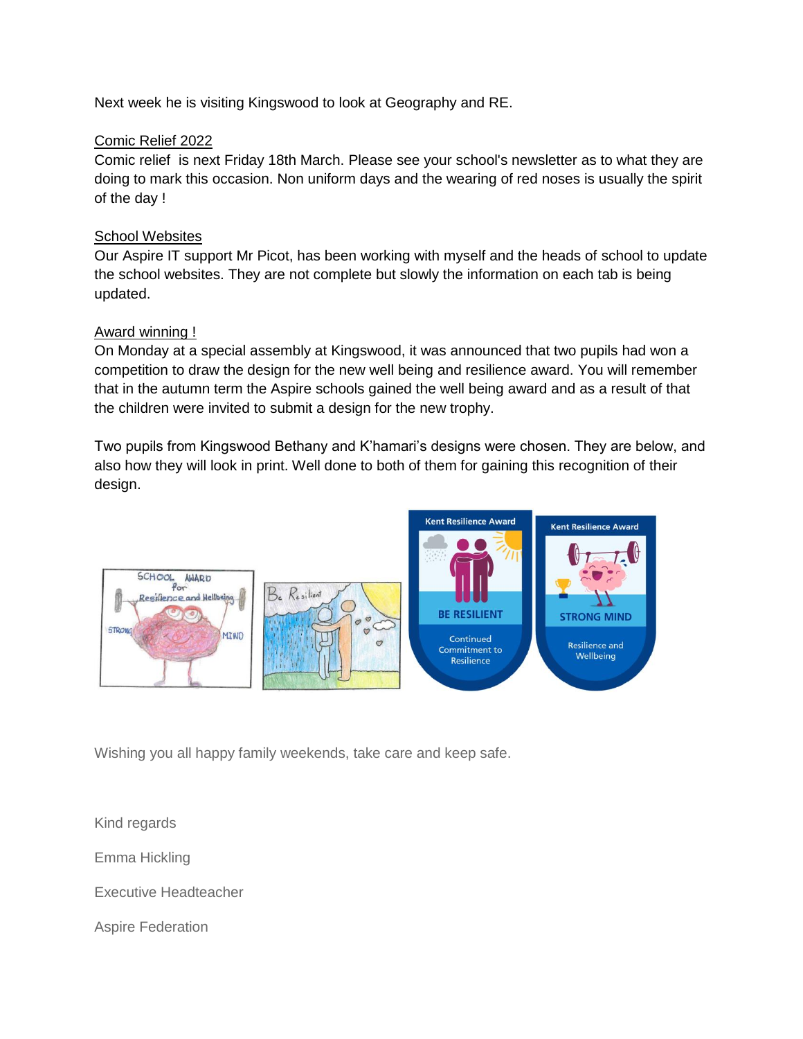Next week he is visiting Kingswood to look at Geography and RE.

Comic Relief 2022

Comic relief is next Friday 18th March. Please see your school's newsletter as to what they are doing to mark this occasion. Non uniform days and the wearing of red noses is usually the spirit of the day !

School Websites

Our Aspire IT support Mr Picot, has been working with myself and the heads of school to update the school websites. They are not complete but slowly the information on each tab is being updated.

Award winning !

On Monday at a special assembly at Kingswood, it was announced that two pupils had won a competition to draw the design for the new well being and resilience award. You will remember that in the autumn term the Aspire schools gained the well being award and as a result of that the children were invited to submit a design for the new trophy.

Two pupils from Kingswood Bethany and K'hamari's designs were chosen. They are below, and also how they will look in print. Well done to both of them for gaining this recognition of their design.

Wishing you all happy family weekends, take care and keep safe.

Kind regards

Emma Hickling

Executive Headteacher

Aspire Federation